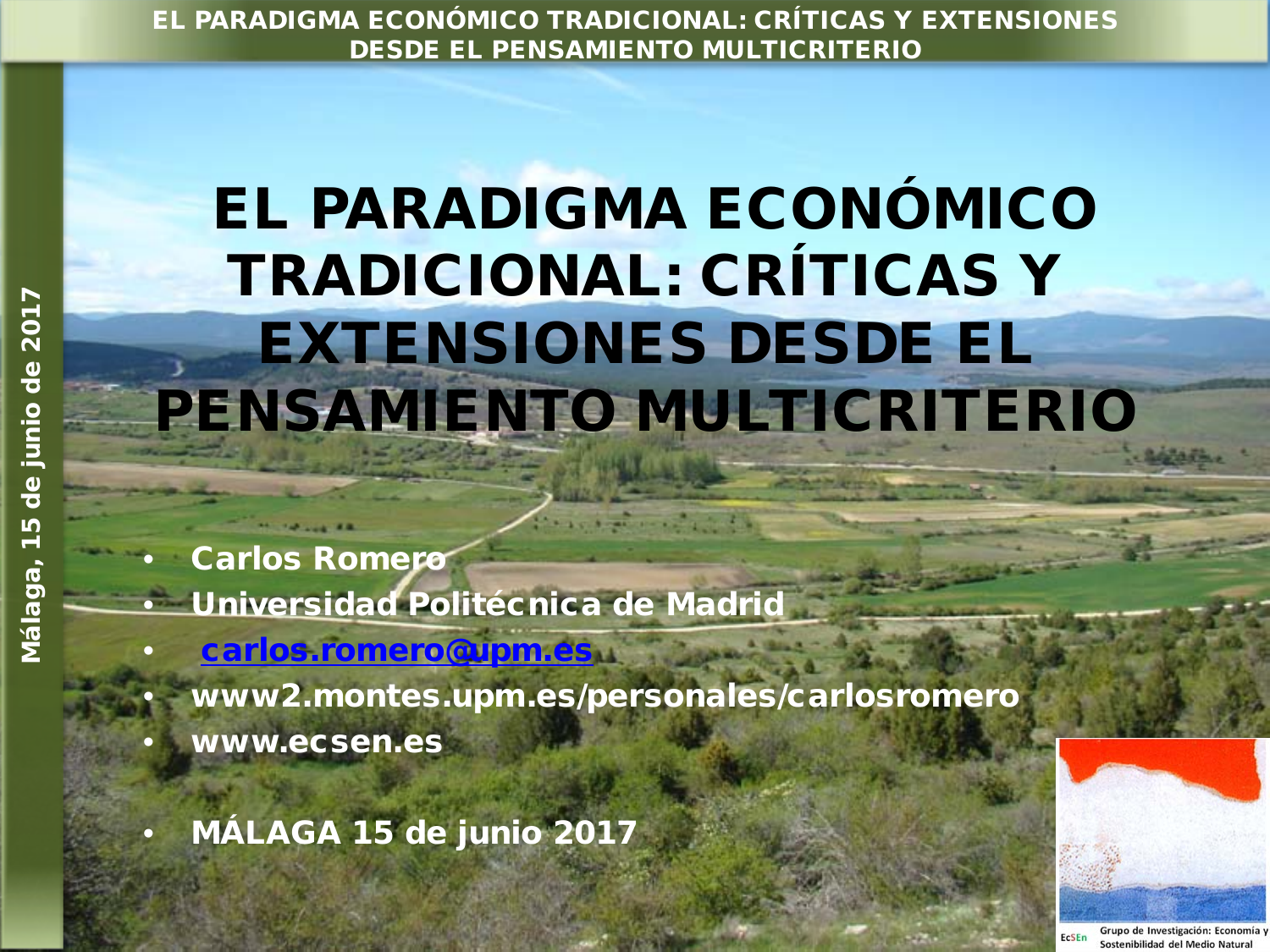# EL PARADIGMA ECONÓMICO TRADICIONAL: CRÍTICAS Y EXTENSIONES DESDE EL PENSAMIENTO MULTICRITERIO

- **Carlos Romero**
- **Universidad Politécnica de Madrid**
- **carlos.romero@upm.es**
- **www2.montes.upm.es/personales/carlosromero**
- **www.ecsen.es**

- **MÁLAGA 15 de junio 2017**

Málaga, 15 de junio de 2017

EcSEn Grupo de Investigación: Economía y Sostenibilidad del Medio Natural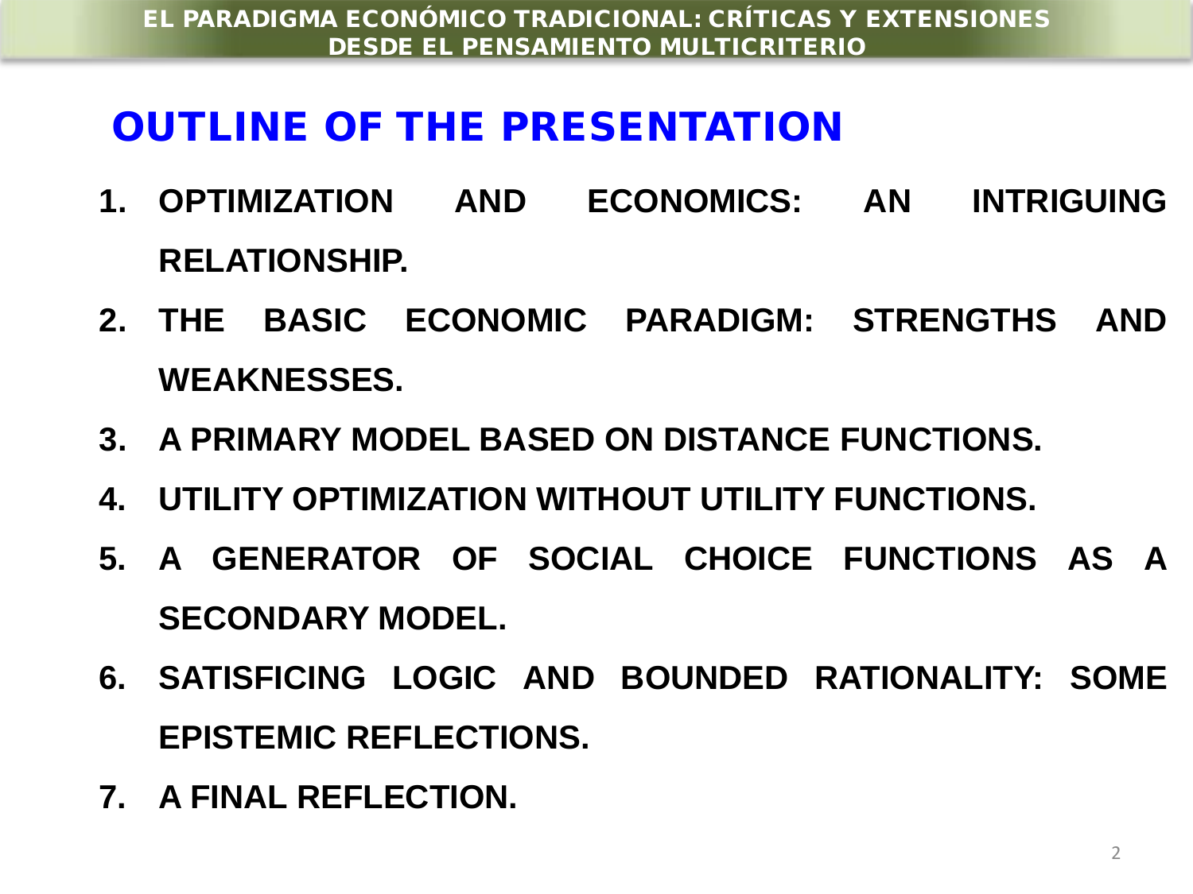## OUTLINE OF THE PRESENTATION

1. **OPTIMIZATION AND ECONOMICS: AN INTRIGUING RELATIONSHIP.**
2. **THE BASIC ECONOMIC PARADIGM: STRENGTHS AND WEAKNESSES.**
3. **A PRIMARY MODEL BASED ON DISTANCE FUNCTIONS.**
4. **UTILITY OPTIMIZATION WITHOUT UTILITY FUNCTIONS.**
5. **A GENERATOR OF SOCIAL CHOICE FUNCTIONS AS A SECONDARY MODEL.**
6. **SATISFICING LOGIC AND BOUNDED RATIONALITY: SOME EPISTEMIC REFLECTIONS.**
7. **A FINAL REFLECTION.**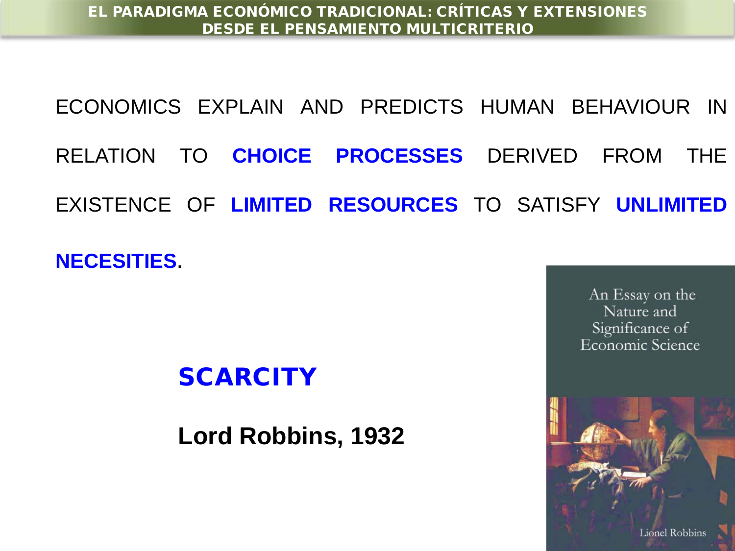ECONOMICS EXPLAIN AND PREDICTS HUMAN BEHAVIOUR IN RELATION TO **CHOICE PROCESSES** DERIVED FROM THE EXISTENCE OF **LIMITED RESOURCES** TO SATISFY **UNLIMITED NECESITIES**.

**SCARCITY**

**Lord Robbins, 1932**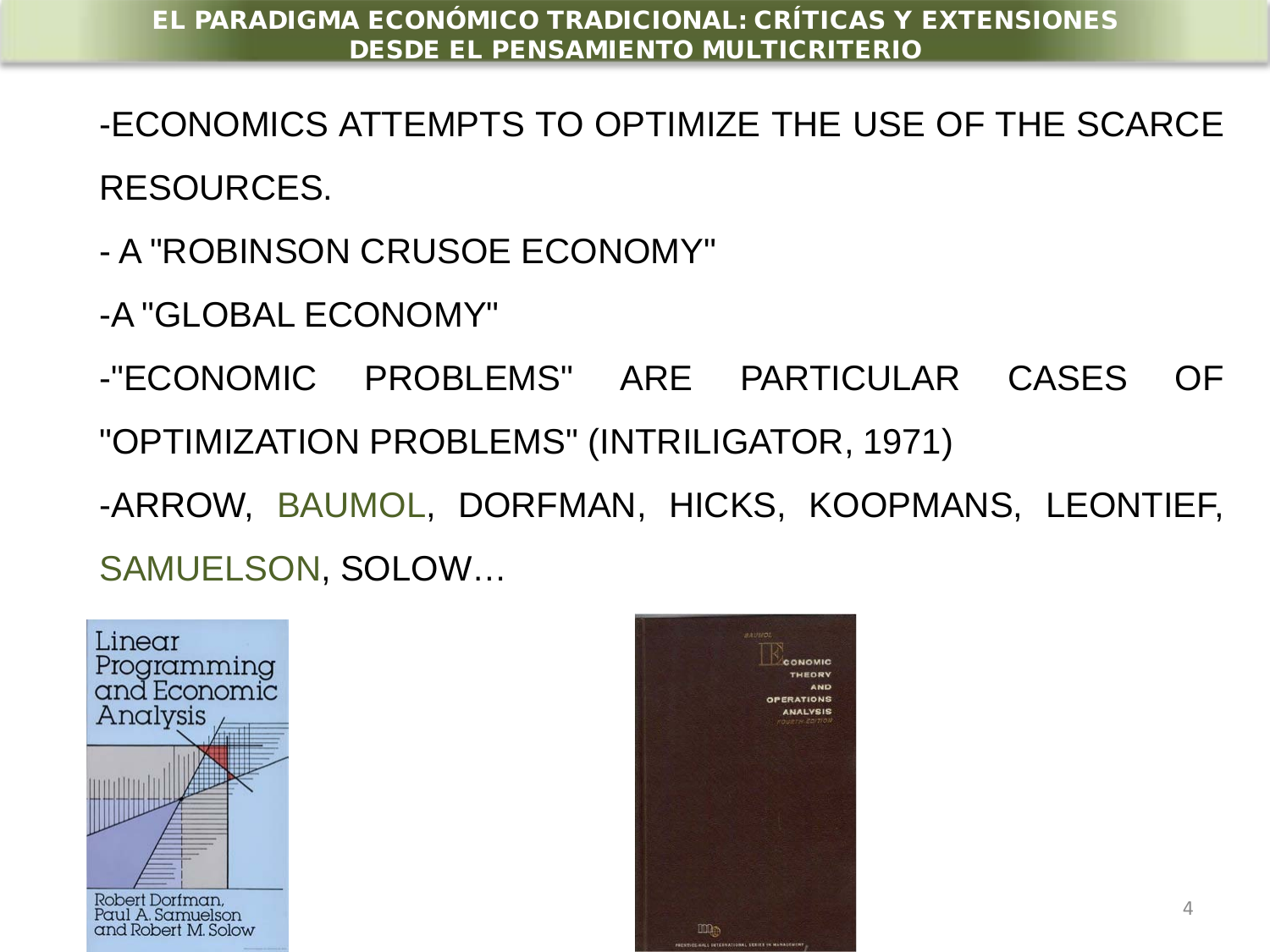-ECONOMICS ATTEMPTS TO OPTIMIZE THE USE OF THE SCARCE RESOURCES.

- A "ROBINSON CRUSOE ECONOMY"

-A "GLOBAL ECONOMY"

-"ECONOMIC PROBLEMS" ARE PARTICULAR CASES OF "OPTIMIZATION PROBLEMS" (INTRILIGATOR, 1971)

-ARROW, BAUMOL, DORFMAN, HICKS, KOOPMANS, LEONTIEF, SAMUELSON, SOLOW…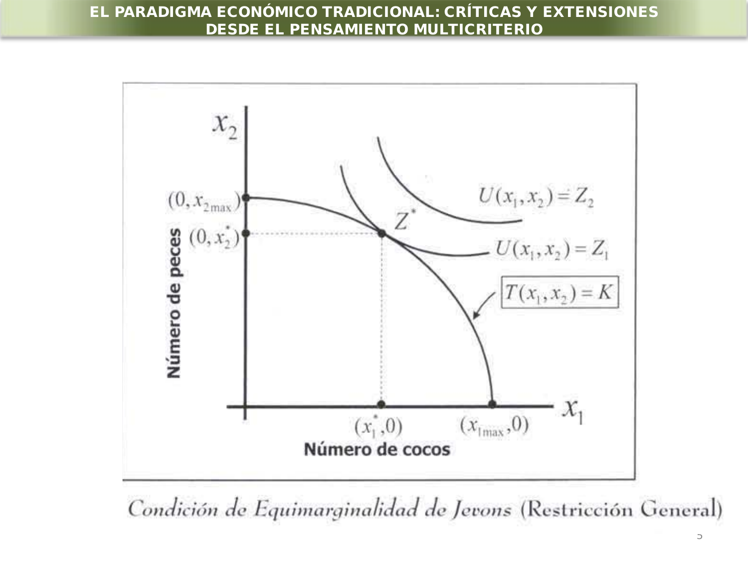*Condición de Equimarginalidad de Jevons* (Restricción General)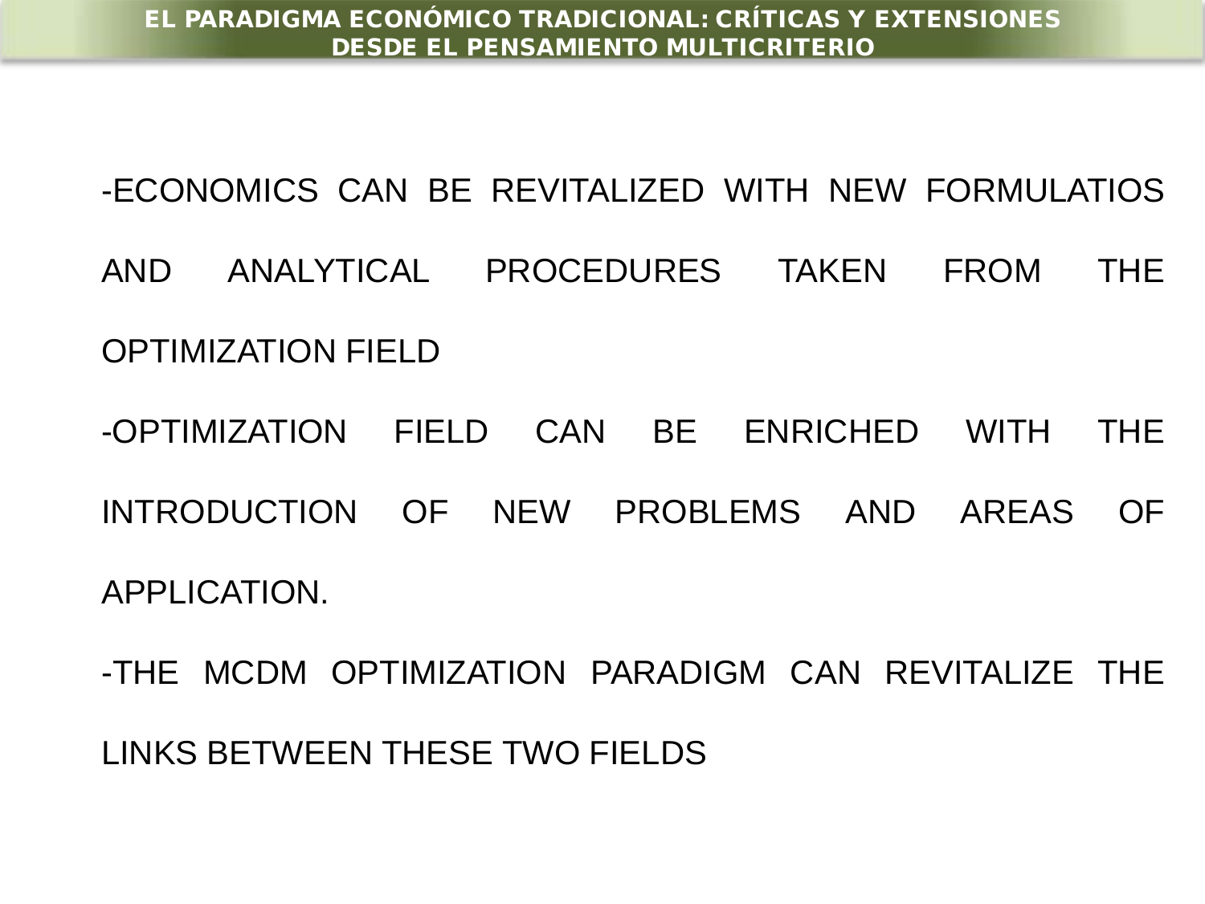-ECONOMICS CAN BE REVITALIZED WITH NEW FORMULATIOS AND ANALYTICAL PROCEDURES TAKEN FROM THE OPTIMIZATION FIELD

-OPTIMIZATION FIELD CAN BE ENRICHED WITH THE INTRODUCTION OF NEW PROBLEMS AND AREAS OF APPLICATION.

-THE MCDM OPTIMIZATION PARADIGM CAN REVITALIZE THE LINKS BETWEEN THESE TWO FIELDS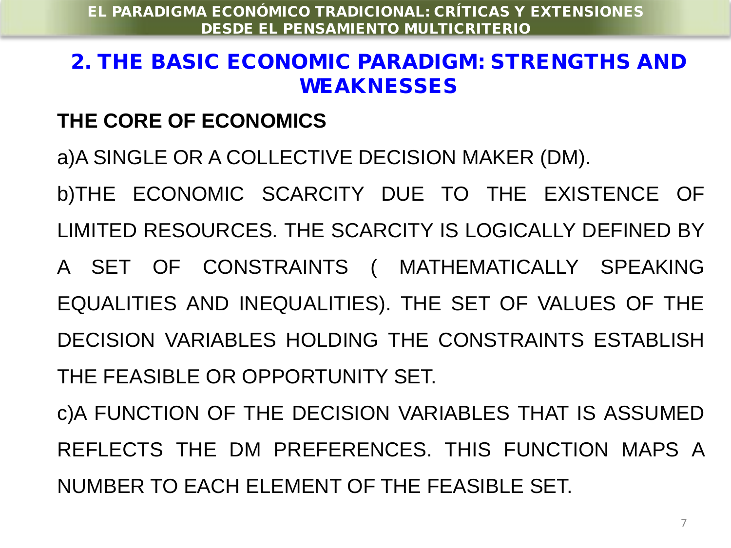## 2. THE BASIC ECONOMIC PARADIGM: STRENGTHS AND WEAKNESSES

**THE CORE OF ECONOMICS**

a)A SINGLE OR A COLLECTIVE DECISION MAKER (DM).

b)THE ECONOMIC SCARCITY DUE TO THE EXISTENCE OF LIMITED RESOURCES. THE SCARCITY IS LOGICALLY DEFINED BY A SET OF CONSTRAINTS ( MATHEMATICALLY SPEAKING EQUALITIES AND INEQUALITIES). THE SET OF VALUES OF THE DECISION VARIABLES HOLDING THE CONSTRAINTS ESTABLISH THE FEASIBLE OR OPPORTUNITY SET.

c)A FUNCTION OF THE DECISION VARIABLES THAT IS ASSUMED REFLECTS THE DM PREFERENCES. THIS FUNCTION MAPS A NUMBER TO EACH ELEMENT OF THE FEASIBLE SET.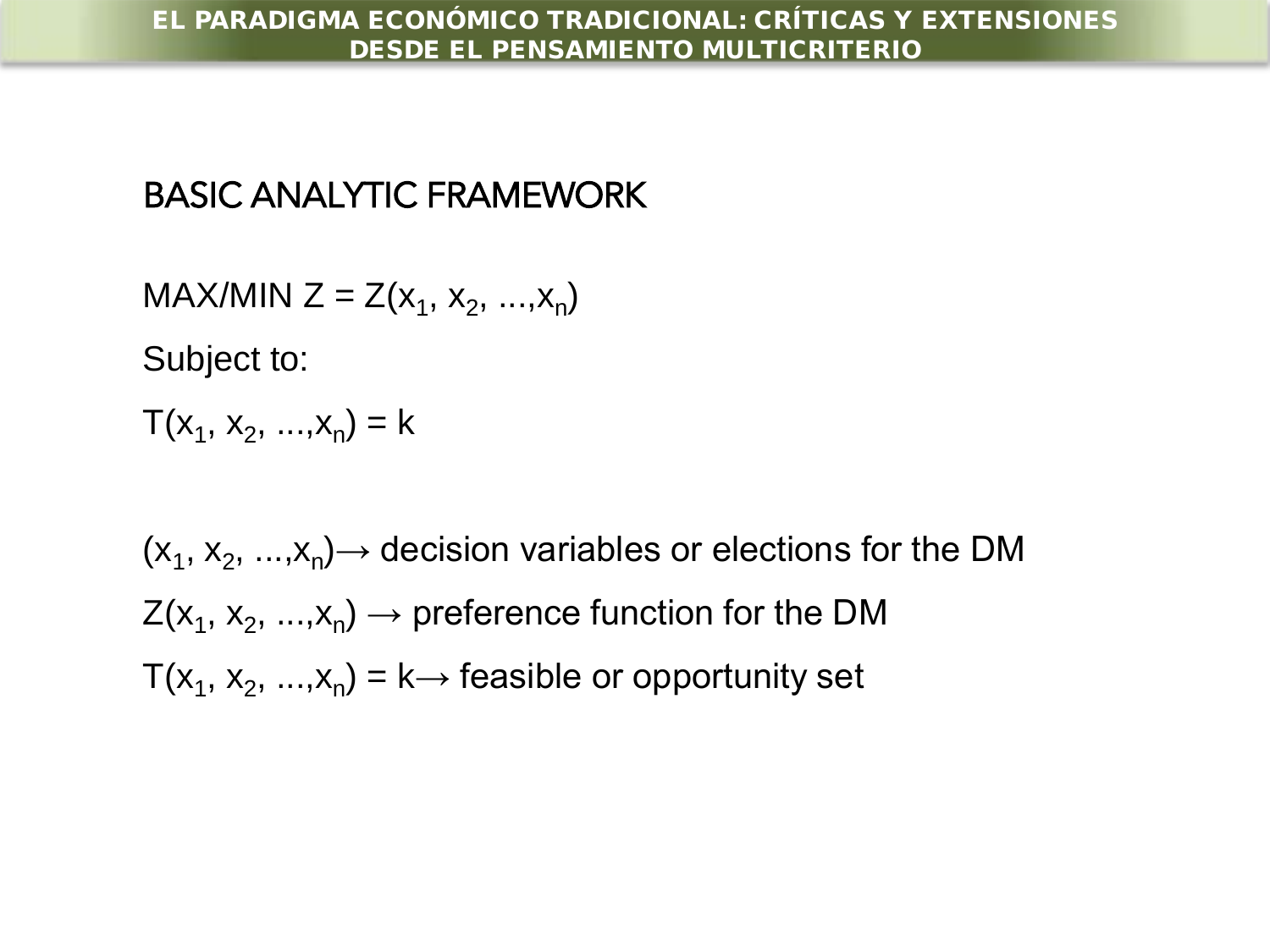## BASIC ANALYTIC FRAMEWORK

MAX/MIN $Z = Z(x_1, x_2, ..., x_n)$

Subject to:

$T(x_1, x_2, ..., x_n) = k$

$(x_1, x_2, ..., x_n) \rightarrow$ decision variables or elections for the DM

$Z(x_1, x_2, ..., x_n) \rightarrow$ preference function for the DM

$T(x_1, x_2, ..., x_n) = k \rightarrow$ feasible or opportunity set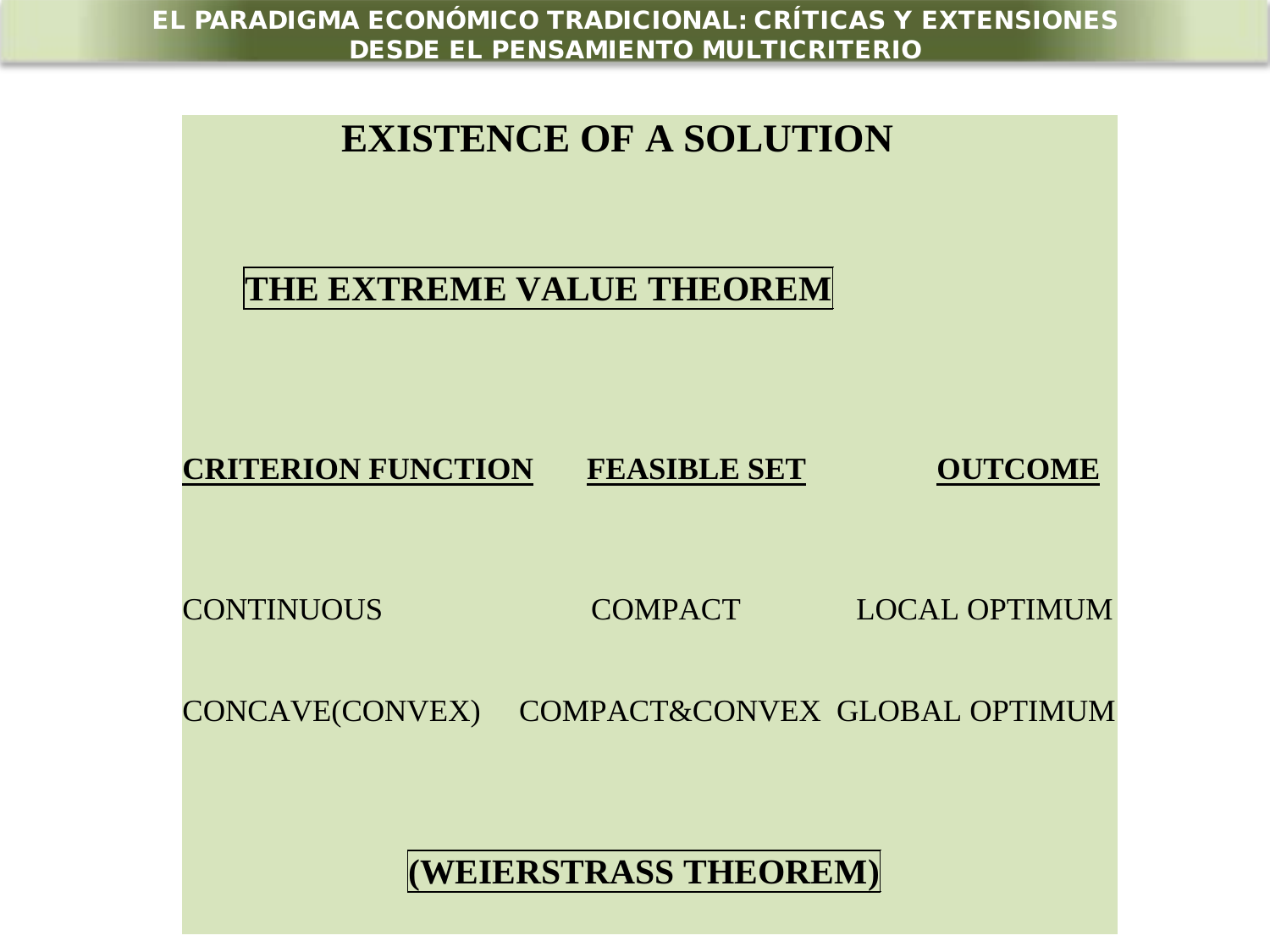# EXISTENCE OF A SOLUTION

## THE EXTREME VALUE THEOREM

| CRITERION FUNCTION | FEASIBLE SET | OUTCOME |
|---|---|---|
| CONTINUOUS | COMPACT | LOCAL OPTIMUM |
| CONCAVE(CONVEX) | COMPACT&CONVEX | GLOBAL OPTIMUM |

**(WEIERSTRASS THEOREM)**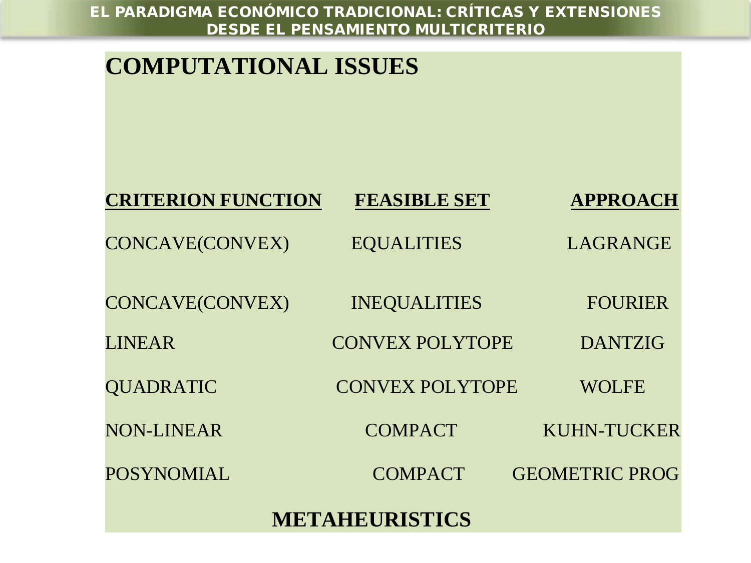# COMPUTATIONAL ISSUES

| CRITERION FUNCTION | FEASIBLE SET | APPROACH |
|---|---|---|
| CONCAVE(CONVEX) | EQUALITIES | LAGRANGE |
| CONCAVE(CONVEX) | INEQUALITIES | FOURIER |
| LINEAR | CONVEX POLYTOPE | DANTZIG |
| QUADRATIC | CONVEX POLYTOPE | WOLFE |
| NON-LINEAR | COMPACT | KUHN-TUCKER |
| POSYNOMIAL | COMPACT | GEOMETRIC PROG |

**METAHEURISTICS**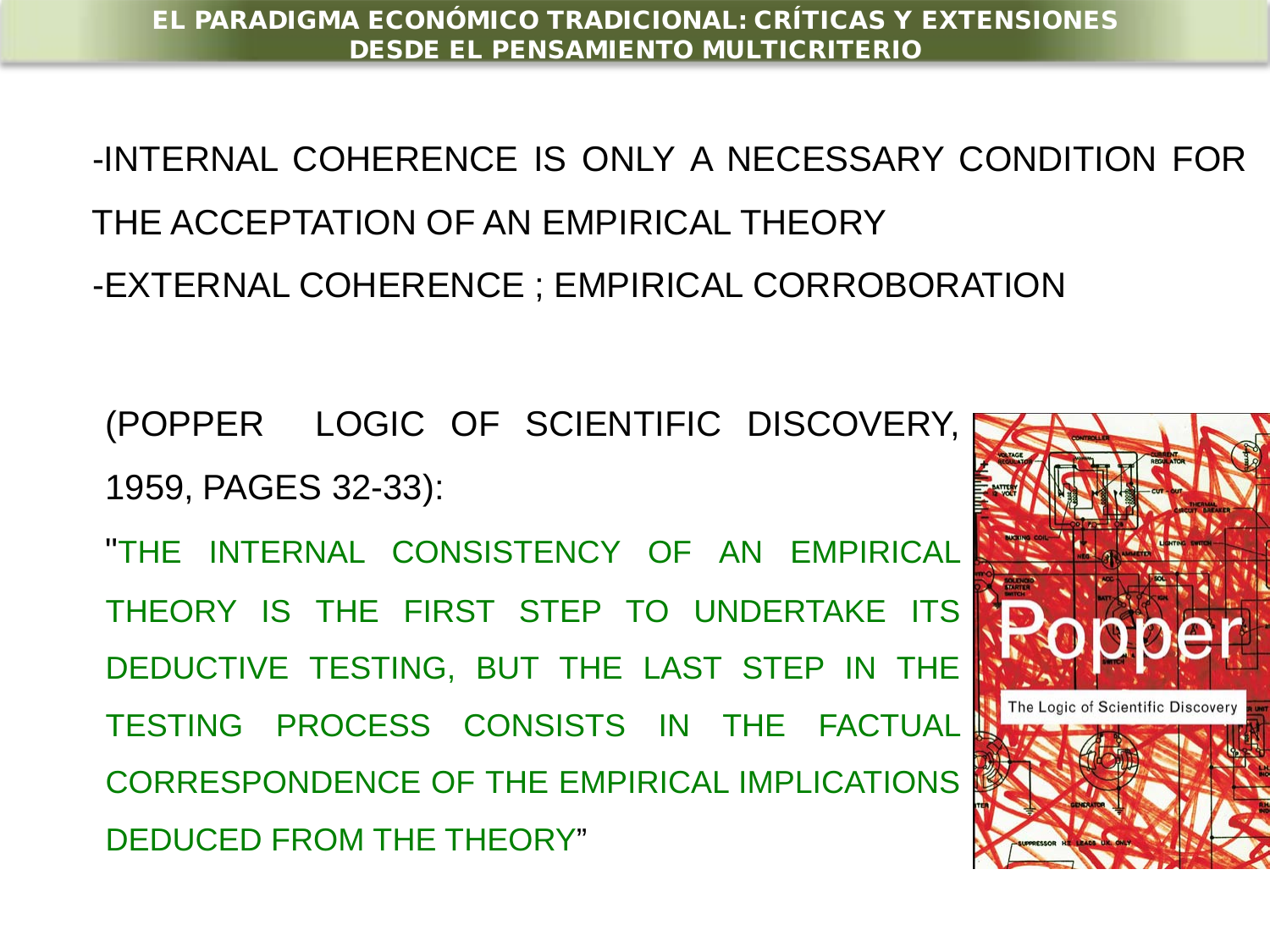-INTERNAL COHERENCE IS ONLY A NECESSARY CONDITION FOR THE ACCEPTATION OF AN EMPIRICAL THEORY

-EXTERNAL COHERENCE ; EMPIRICAL CORROBORATION

(POPPER LOGIC OF SCIENTIFIC DISCOVERY, 1959, PAGES 32-33):

"THE INTERNAL CONSISTENCY OF AN EMPIRICAL THEORY IS THE FIRST STEP TO UNDERTAKE ITS DEDUCTIVE TESTING, BUT THE LAST STEP IN THE TESTING PROCESS CONSISTS IN THE FACTUAL CORRESPONDENCE OF THE EMPIRICAL IMPLICATIONS DEDUCED FROM THE THEORY"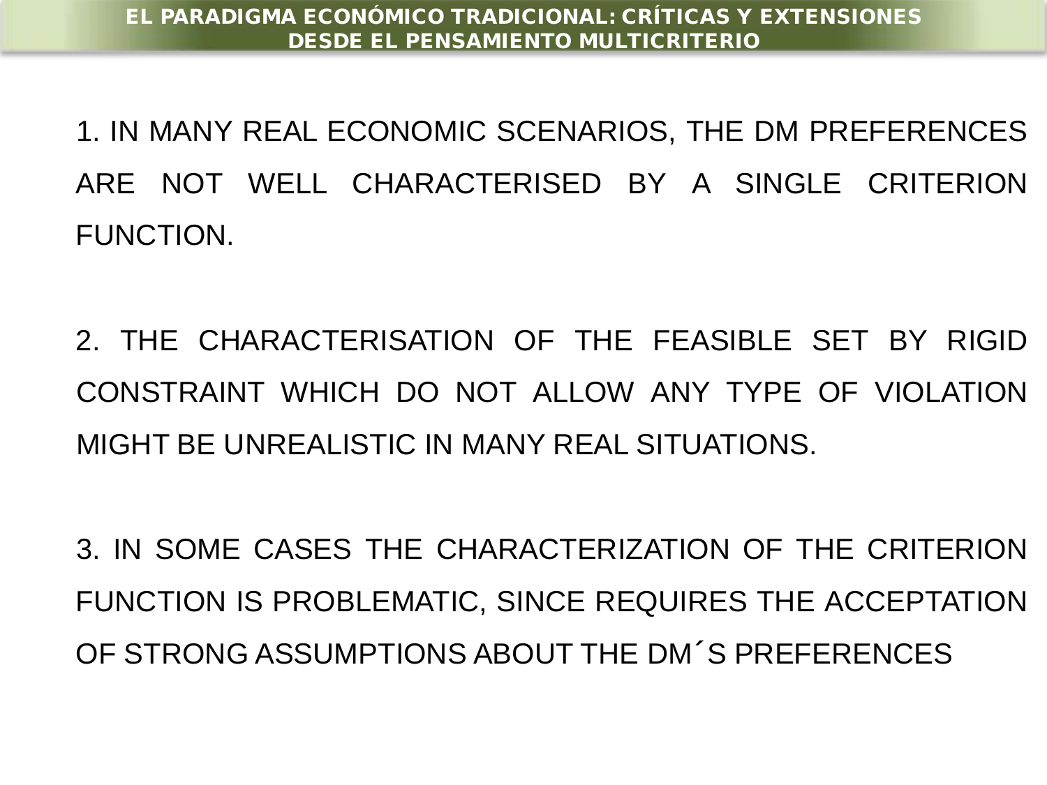1. IN MANY REAL ECONOMIC SCENARIOS, THE DM PREFERENCES ARE NOT WELL CHARACTERISED BY A SINGLE CRITERION FUNCTION.

2. THE CHARACTERISATION OF THE FEASIBLE SET BY RIGID CONSTRAINT WHICH DO NOT ALLOW ANY TYPE OF VIOLATION MIGHT BE UNREALISTIC IN MANY REAL SITUATIONS.

3. IN SOME CASES THE CHARACTERIZATION OF THE CRITERION FUNCTION IS PROBLEMATIC, SINCE REQUIRES THE ACCEPTATION OF STRONG ASSUMPTIONS ABOUT THE DM´S PREFERENCES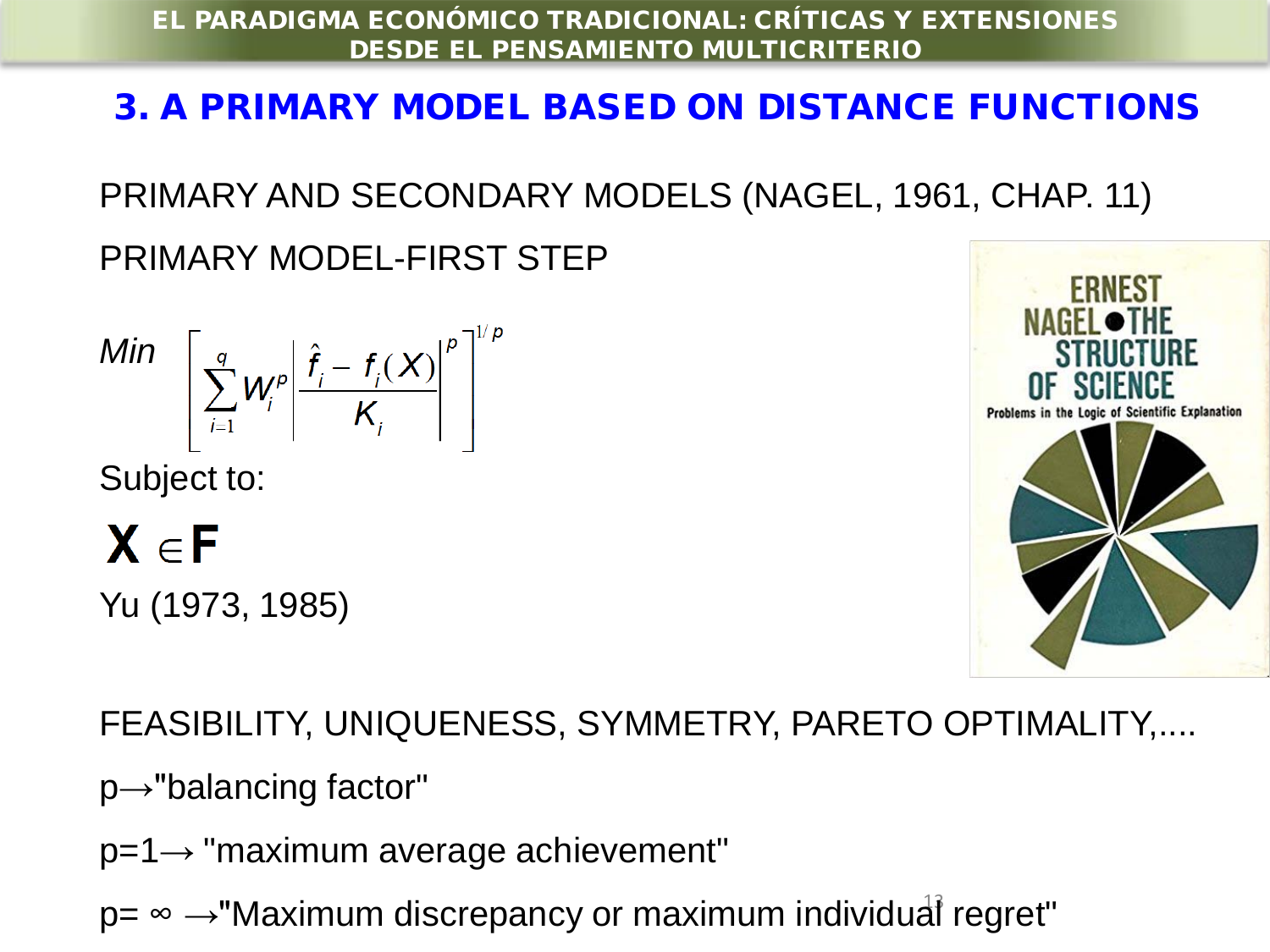## 3. A PRIMARY MODEL BASED ON DISTANCE FUNCTIONS

PRIMARY AND SECONDARY MODELS (NAGEL, 1961, CHAP. 11)

PRIMARY MODEL-FIRST STEP

$$Min \left[ \sum_{i=1}^{q} W_i^p \left| \frac{\hat{f}_i - f_i(X)}{K_i} \right|^p \right]^{1/p}$$

Subject to:

$$\mathbf{X} \in \mathbf{F}$$

Yu (1973, 1985)

FEASIBILITY, UNIQUENESS, SYMMETRY, PARETO OPTIMALITY,....

p→"balancing factor"

p=1→ "maximum average achievement"

p= ∞ →"Maximum discrepancy or maximum individual regret"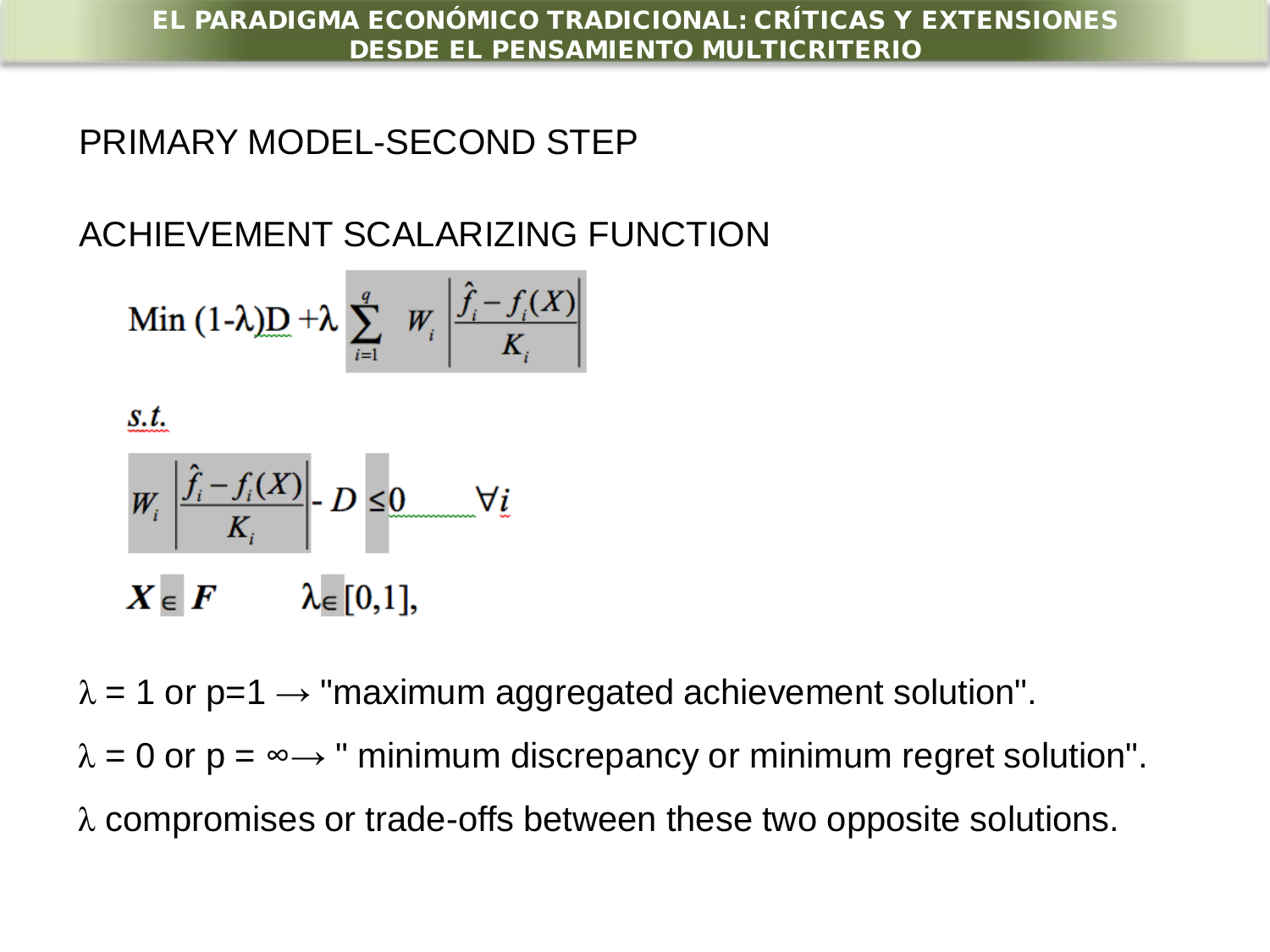## PRIMARY MODEL-SECOND STEP

## ACHIEVEMENT SCALARIZING FUNCTION

$$\text{Min } (1-\lambda)D + \lambda \sum_{i=1}^{q} W_i \left| \frac{\hat{f}_i - f_i(X)}{K_i} \right|$$

*s.t.*

$$W_i \left| \frac{\hat{f}_i - f_i(X)}{K_i} \right| - D \leq 0 \qquad \forall i$$

$$X \in F \qquad \lambda \in [0,1],$$

$\lambda = 1$ or $p=1 \rightarrow$ "maximum aggregated achievement solution".

$\lambda = 0$ or $p = \infty \rightarrow$ " minimum discrepancy or minimum regret solution".

$\lambda$ compromises or trade-offs between these two opposite solutions.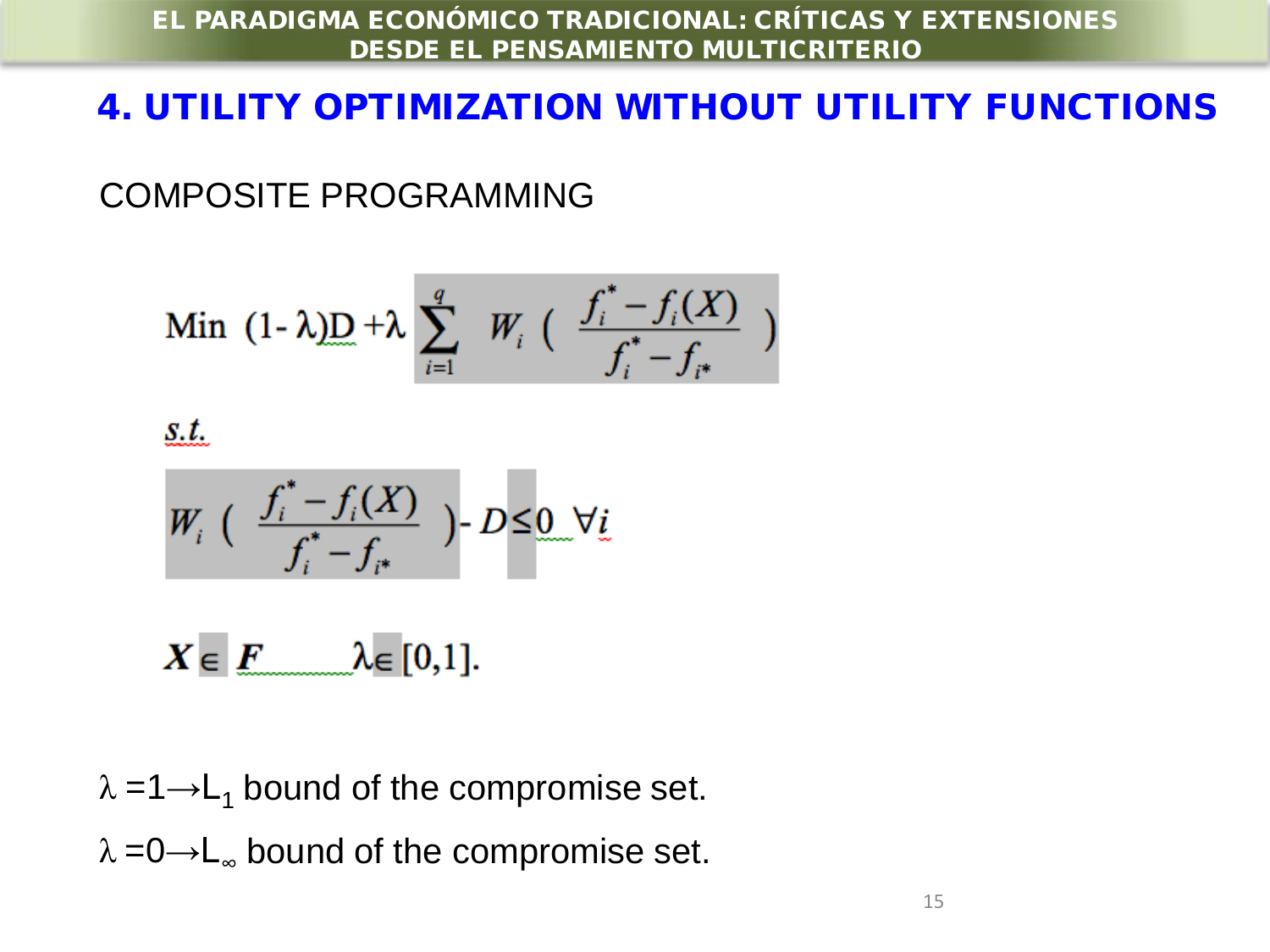## 4. UTILITY OPTIMIZATION WITHOUT UTILITY FUNCTIONS

COMPOSITE PROGRAMMING

$$\text{Min } (1-\lambda)D + \lambda \sum_{i=1}^{q} W_i \left( \frac{f_i^* - f_i(X)}{f_i^* - f_{i*}} \right)$$

*s.t.*

$$W_i \left( \frac{f_i^* - f_i(X)}{f_i^* - f_{i*}} \right) - D \leq 0 \quad \forall i$$

$$\boldsymbol{X} \in \boldsymbol{F} \qquad \lambda \in [0,1].$$

$\lambda = 1 \rightarrow L_1$ bound of the compromise set.

$\lambda = 0 \rightarrow L_\infty$ bound of the compromise set.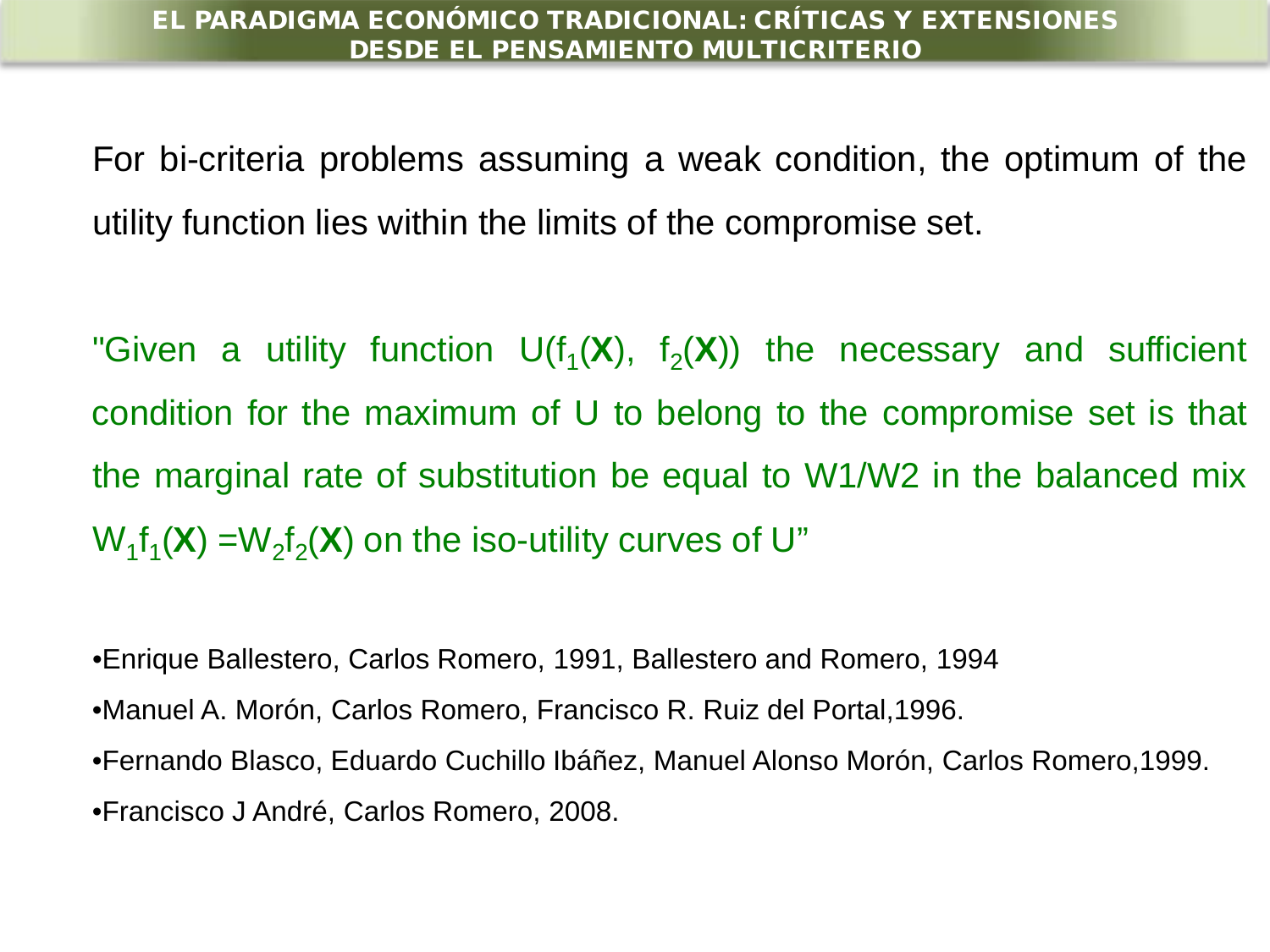For bi-criteria problems assuming a weak condition, the optimum of the utility function lies within the limits of the compromise set.

"Given a utility function $U(f_1(\mathbf{X}), f_2(\mathbf{X}))$ the necessary and sufficient condition for the maximum of U to belong to the compromise set is that the marginal rate of substitution be equal to W1/W2 in the balanced mix $W_1 f_1(\mathbf{X}) = W_2 f_2(\mathbf{X})$ on the iso-utility curves of U"

- Enrique Ballestero, Carlos Romero, 1991, Ballestero and Romero, 1994
- Manuel A. Morón, Carlos Romero, Francisco R. Ruiz del Portal,1996.
- Fernando Blasco, Eduardo Cuchillo Ibáñez, Manuel Alonso Morón, Carlos Romero,1999.
- Francisco J André, Carlos Romero, 2008.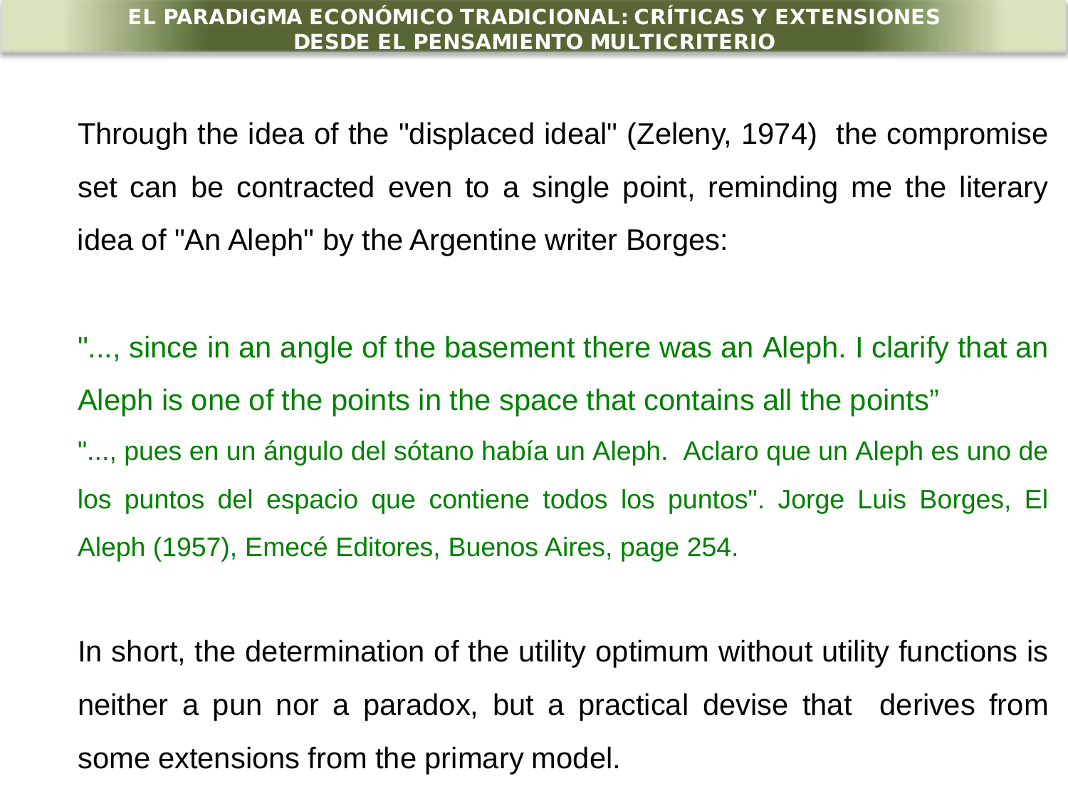Through the idea of the "displaced ideal" (Zeleny, 1974) the compromise set can be contracted even to a single point, reminding me the literary idea of "An Aleph" by the Argentine writer Borges:

"..., since in an angle of the basement there was an Aleph. I clarify that an Aleph is one of the points in the space that contains all the points”

"..., pues en un ángulo del sótano había un Aleph. Aclaro que un Aleph es uno de los puntos del espacio que contiene todos los puntos". Jorge Luis Borges, El Aleph (1957), Emecé Editores, Buenos Aires, page 254.

In short, the determination of the utility optimum without utility functions is neither a pun nor a paradox, but a practical devise that derives from some extensions from the primary model.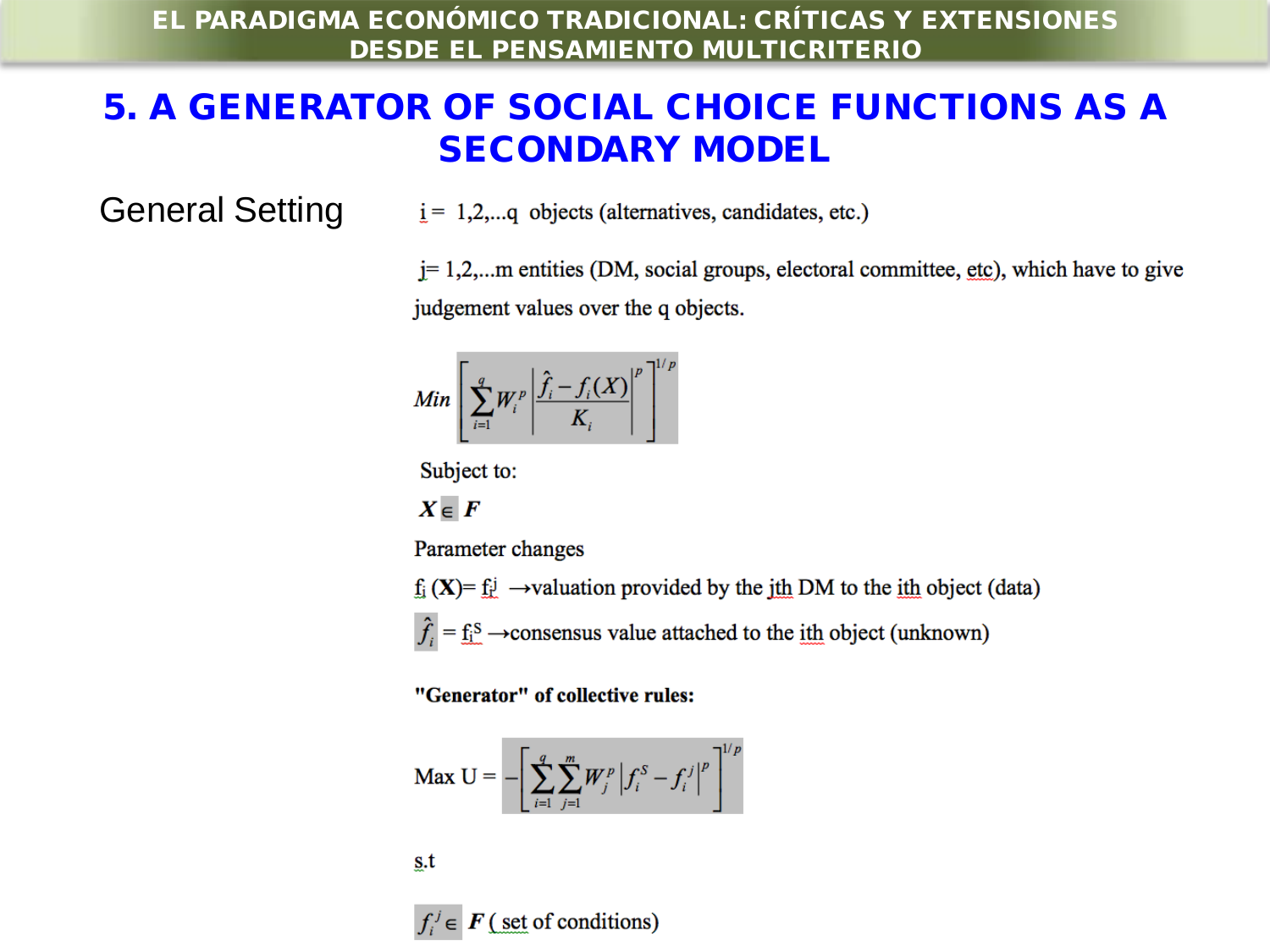# 5. A GENERATOR OF SOCIAL CHOICE FUNCTIONS AS A SECONDARY MODEL

General Setting

i = 1,2,...q objects (alternatives, candidates, etc.)

j= 1,2,...m entities (DM, social groups, electoral committee, etc), which have to give judgement values over the q objects.

$$Min \left[ \sum_{i=1}^{q} W_i^p \left| \frac{\hat{f}_i - f_i(X)}{K_i} \right|^p \right]^{1/p}$$

Subject to:

$\boldsymbol{X} \in \boldsymbol{F}$

Parameter changes

$f_i$ (**X**)= $f_i^j$ →valuation provided by the jth DM to the ith object (data)

$\hat{f}_i$ = $f_i^S$ →consensus value attached to the ith object (unknown)

**"Generator" of collective rules:**

$$\text{Max U} = -\left[ \sum_{i=1}^{q} \sum_{j=1}^{m} W_j^p \left| f_i^S - f_i^j \right|^p \right]^{1/p}$$

s.t

$f_i^j \in \boldsymbol{F}$ ( set of conditions)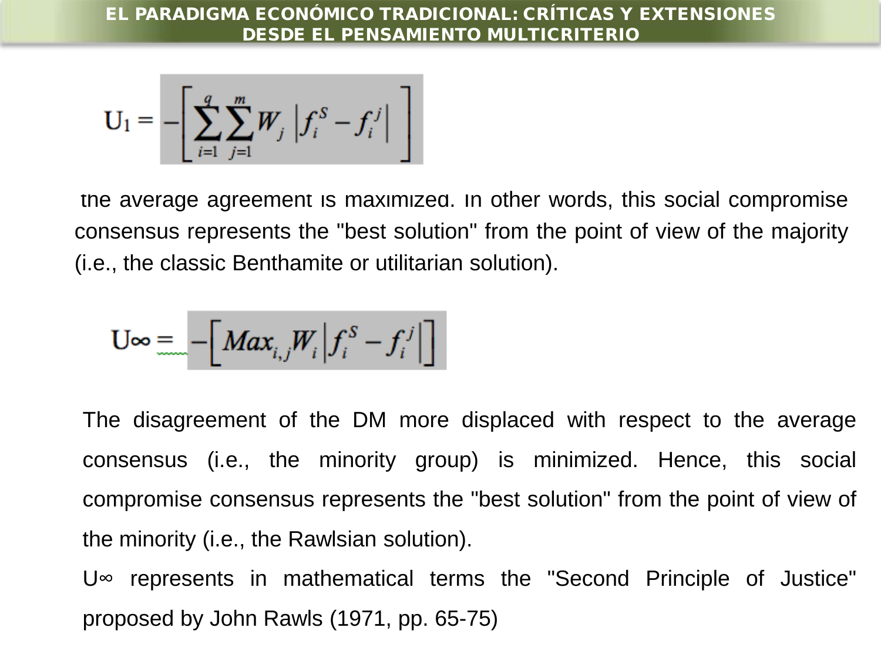$$U_1 = -\left[ \sum_{i=1}^{q} \sum_{j=1}^{m} W_j \left| f_i^S - f_i^j \right| \right]$$

the average agreement is maximized. In other words, this social compromise consensus represents the "best solution" from the point of view of the majority (i.e., the classic Benthamite or utilitarian solution).

$$U\infty = -\left[ Max_{i,j} W_i \left| f_i^S - f_i^j \right| \right]$$

The disagreement of the DM more displaced with respect to the average consensus (i.e., the minority group) is minimized. Hence, this social compromise consensus represents the "best solution" from the point of view of the minority (i.e., the Rawlsian solution).

U∞ represents in mathematical terms the "Second Principle of Justice" proposed by John Rawls (1971, pp. 65-75)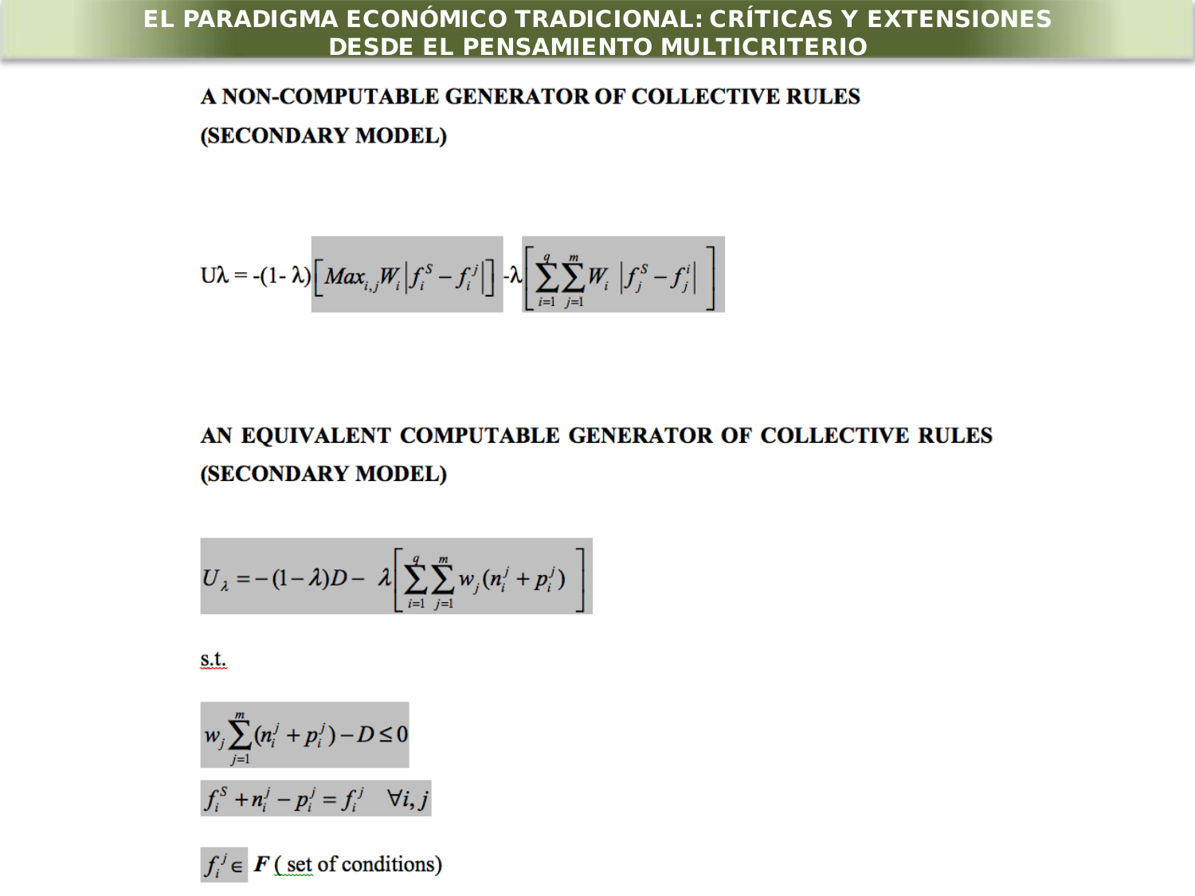# EL PARADIGMA ECONÓMICO TRADICIONAL: CRÍTICAS Y EXTENSIONES DESDE EL PENSAMIENTO MULTICRITERIO

## A NON-COMPUTABLE GENERATOR OF COLLECTIVE RULES (SECONDARY MODEL)

$$U\lambda = -(1-\lambda)\left[Max_{i,j} W_i \left|f_i^S - f_i^j\right|\right] - \lambda\left[\sum_{i=1}^{q}\sum_{j=1}^{m} W_i \left|f_j^S - f_j^i\right|\right]$$

## AN EQUIVALENT COMPUTABLE GENERATOR OF COLLECTIVE RULES (SECONDARY MODEL)

$$U_\lambda = -(1-\lambda)D - \lambda\left[\sum_{i=1}^{q}\sum_{j=1}^{m} w_j (n_i^j + p_i^j)\right]$$

s.t.

$$w_j \sum_{j=1}^{m} (n_i^j + p_i^j) - D \leq 0$$

$$f_i^S + n_i^j - p_i^j = f_i^j \quad \forall i, j$$

$f_i^j \in$ ***F*** ( set of conditions)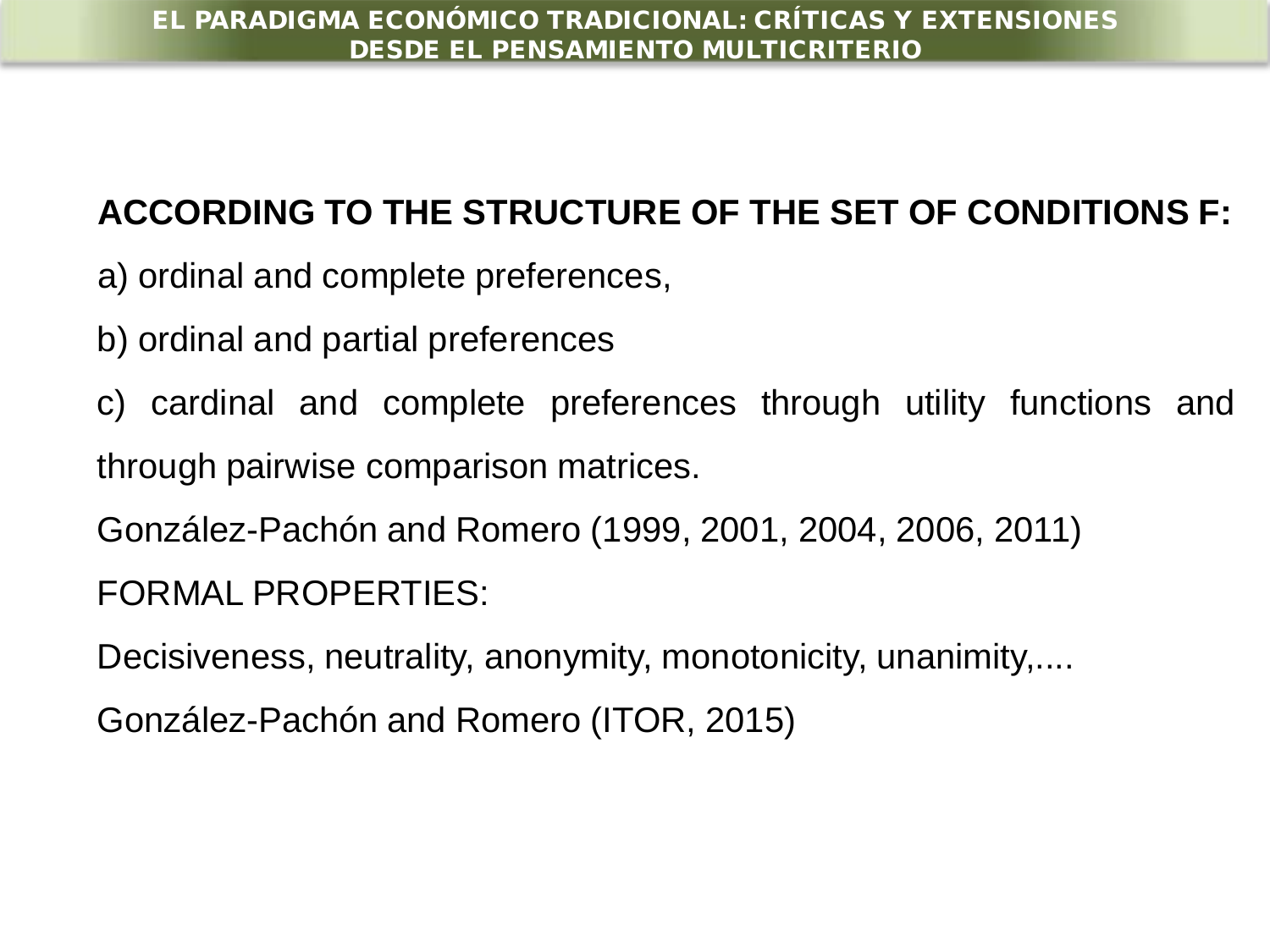**ACCORDING TO THE STRUCTURE OF THE SET OF CONDITIONS F:**

a) ordinal and complete preferences,

b) ordinal and partial preferences

c) cardinal and complete preferences through utility functions and through pairwise comparison matrices.

González-Pachón and Romero (1999, 2001, 2004, 2006, 2011)

FORMAL PROPERTIES:

Decisiveness, neutrality, anonymity, monotonicity, unanimity,....

González-Pachón and Romero (ITOR, 2015)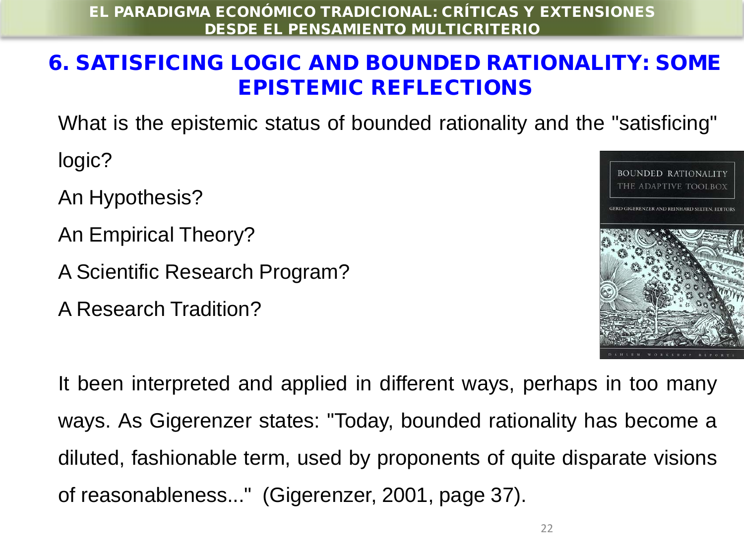## 6. SATISFICING LOGIC AND BOUNDED RATIONALITY: SOME EPISTEMIC REFLECTIONS

What is the epistemic status of bounded rationality and the "satisficing" logic?

An Hypothesis?

An Empirical Theory?

A Scientific Research Program?

A Research Tradition?

It been interpreted and applied in different ways, perhaps in too many ways. As Gigerenzer states: "Today, bounded rationality has become a diluted, fashionable term, used by proponents of quite disparate visions of reasonableness..." (Gigerenzer, 2001, page 37).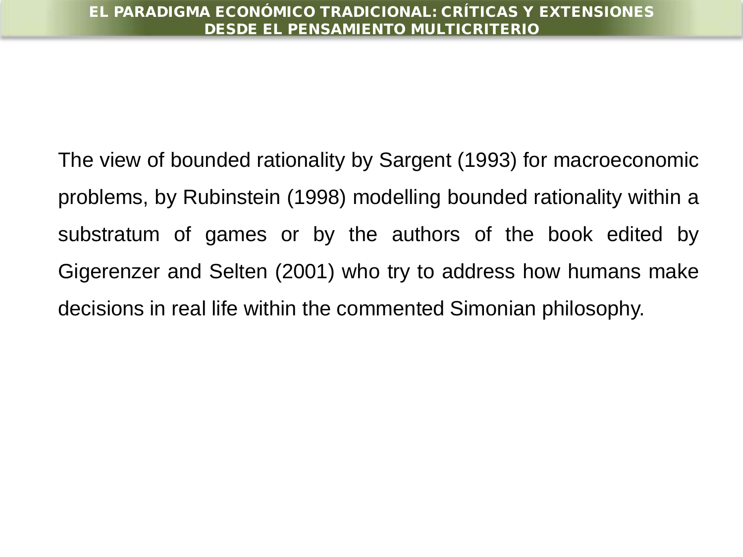The view of bounded rationality by Sargent (1993) for macroeconomic problems, by Rubinstein (1998) modelling bounded rationality within a substratum of games or by the authors of the book edited by Gigerenzer and Selten (2001) who try to address how humans make decisions in real life within the commented Simonian philosophy.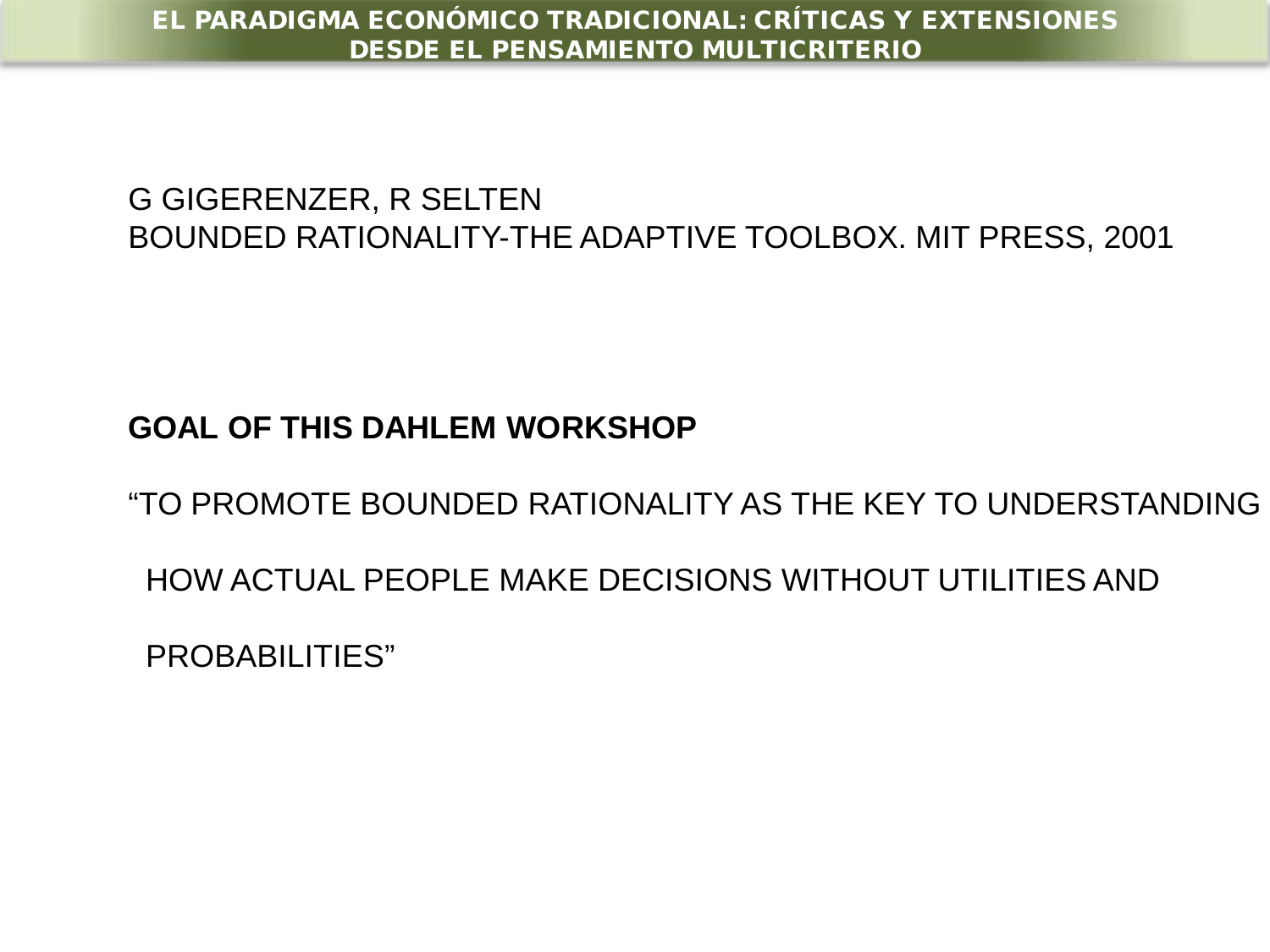G GIGERENZER, R SELTEN
BOUNDED RATIONALITY-THE ADAPTIVE TOOLBOX. MIT PRESS, 2001

**GOAL OF THIS DAHLEM WORKSHOP**

"TO PROMOTE BOUNDED RATIONALITY AS THE KEY TO UNDERSTANDING HOW ACTUAL PEOPLE MAKE DECISIONS WITHOUT UTILITIES AND PROBABILITIES"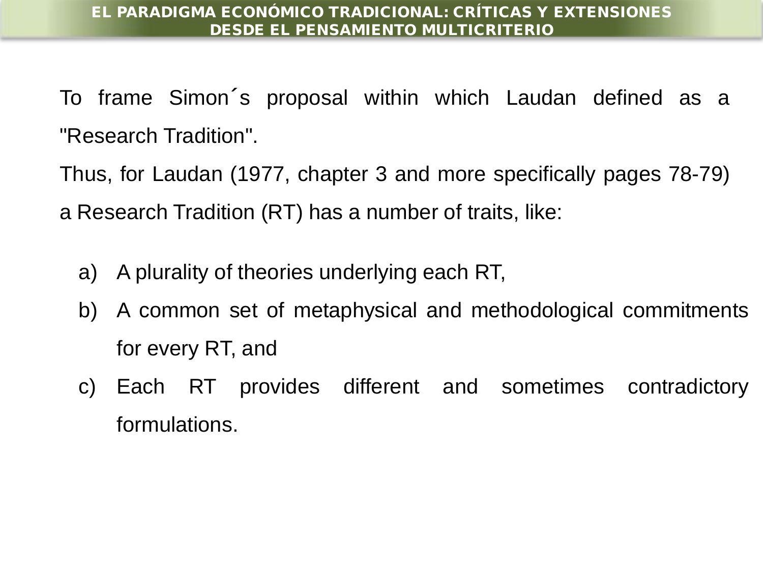To frame Simon´s proposal within which Laudan defined as a "Research Tradition".

Thus, for Laudan (1977, chapter 3 and more specifically pages 78-79) a Research Tradition (RT) has a number of traits, like:

a) A plurality of theories underlying each RT,
b) A common set of metaphysical and methodological commitments for every RT, and
c) Each RT provides different and sometimes contradictory formulations.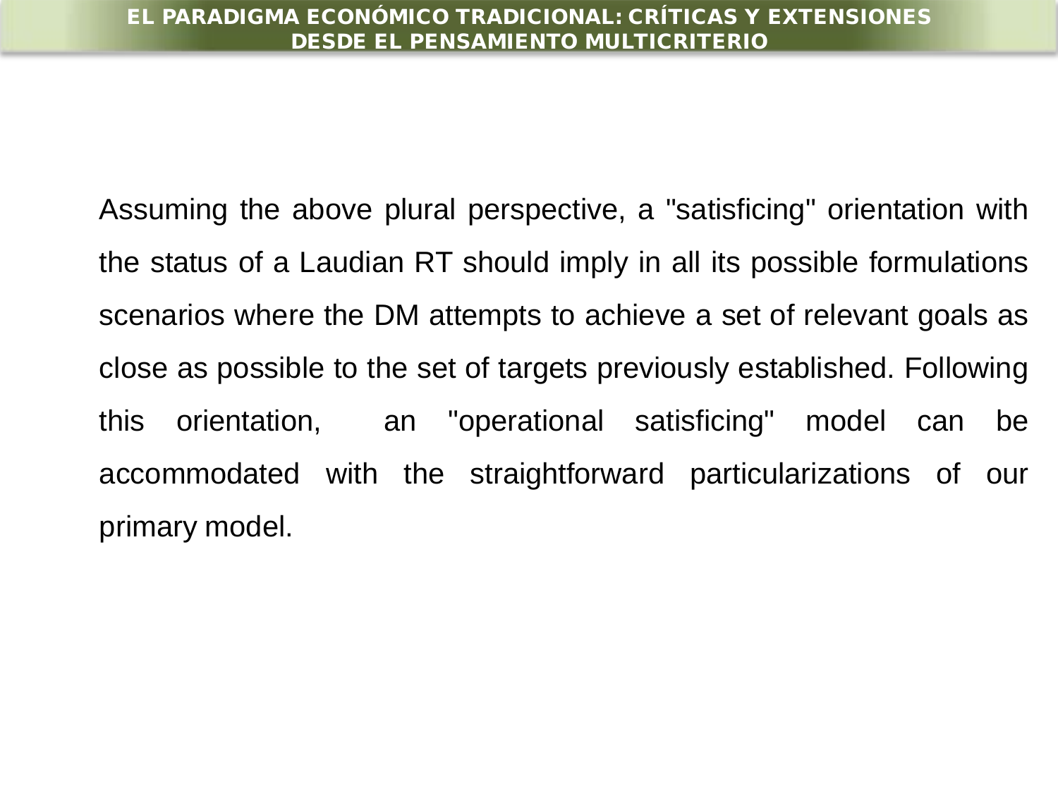Assuming the above plural perspective, a "satisficing" orientation with the status of a Laudian RT should imply in all its possible formulations scenarios where the DM attempts to achieve a set of relevant goals as close as possible to the set of targets previously established. Following this orientation, an "operational satisficing" model can be accommodated with the straightforward particularizations of our primary model.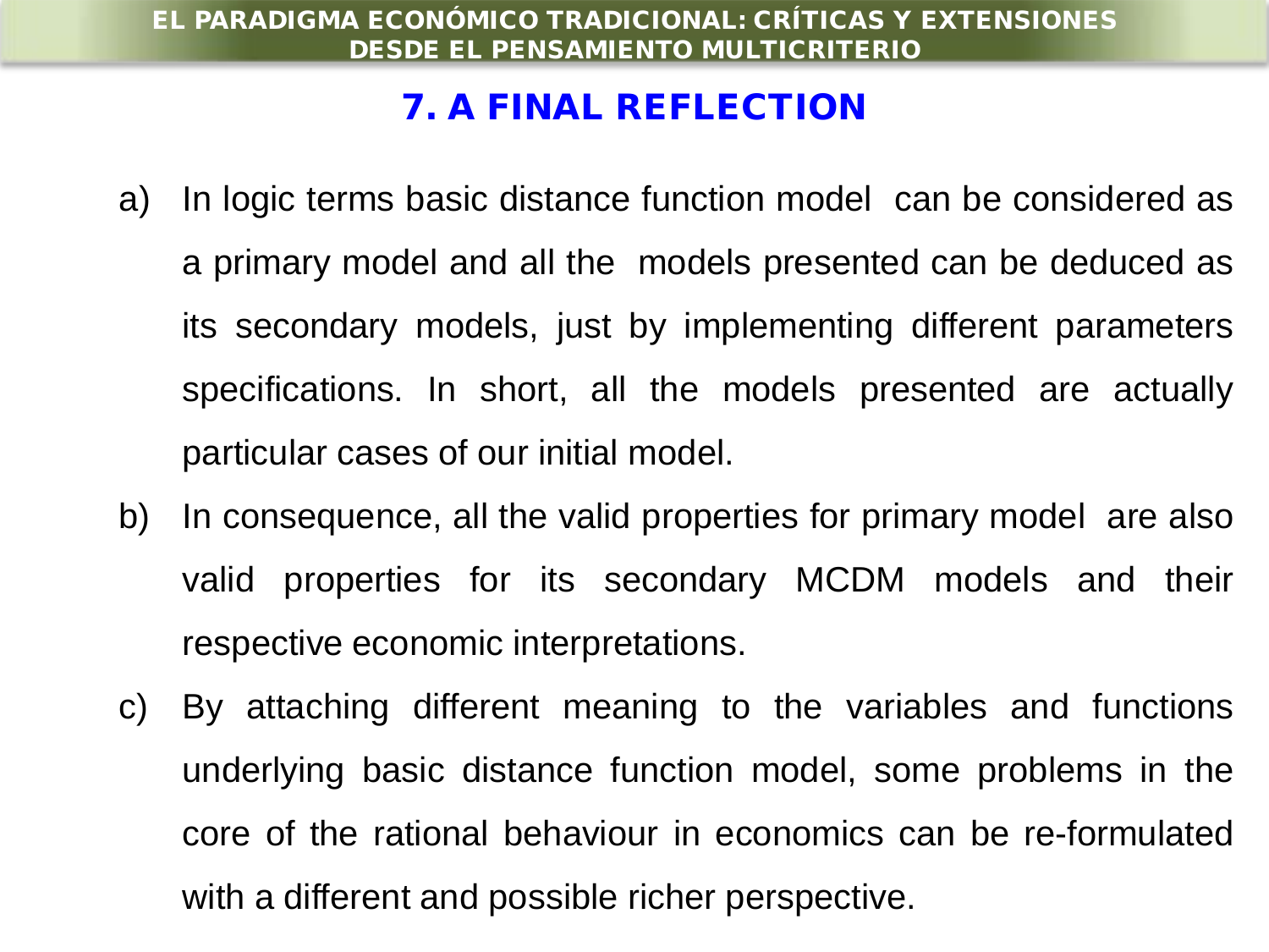## 7. A FINAL REFLECTION

a) In logic terms basic distance function model can be considered as a primary model and all the models presented can be deduced as its secondary models, just by implementing different parameters specifications. In short, all the models presented are actually particular cases of our initial model.

b) In consequence, all the valid properties for primary model are also valid properties for its secondary MCDM models and their respective economic interpretations.

c) By attaching different meaning to the variables and functions underlying basic distance function model, some problems in the core of the rational behaviour in economics can be re-formulated with a different and possible richer perspective.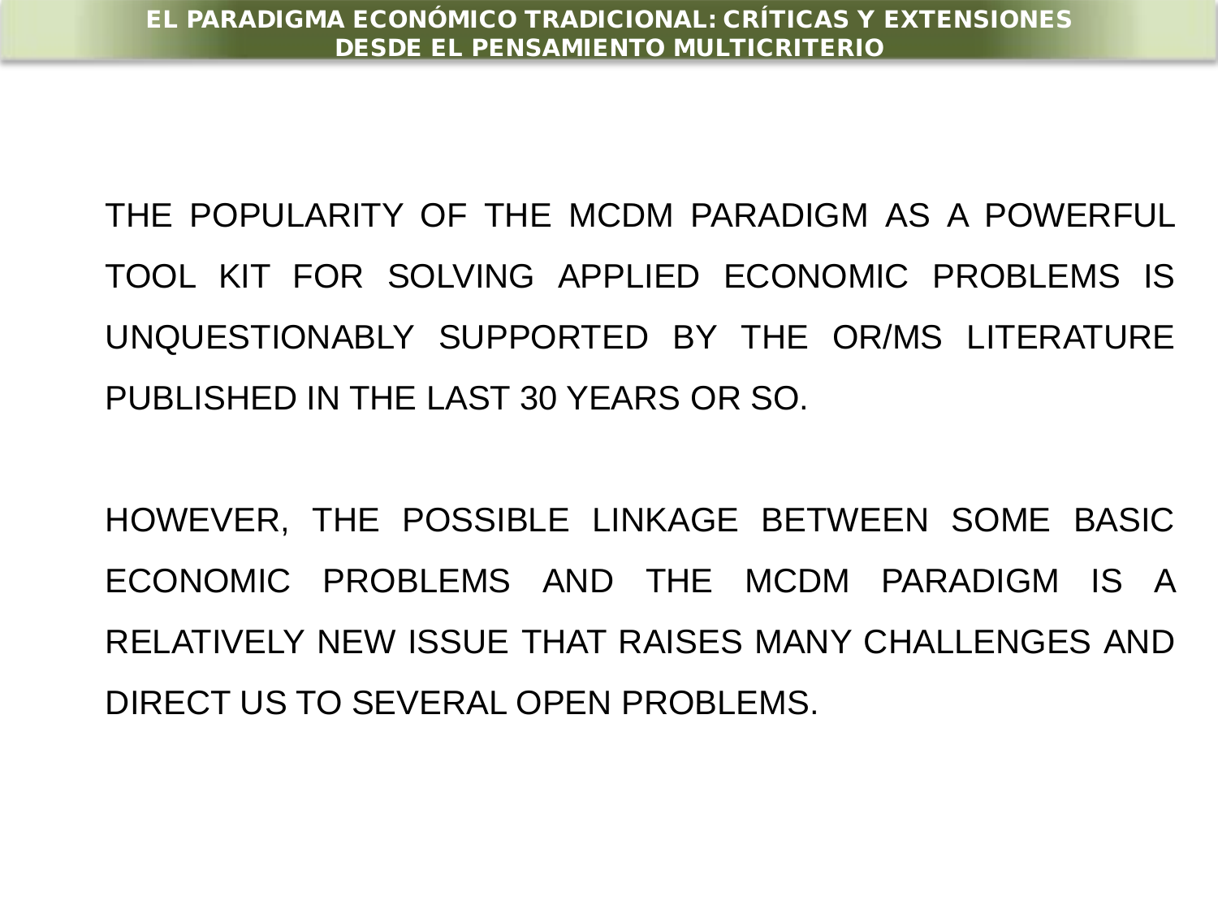THE POPULARITY OF THE MCDM PARADIGM AS A POWERFUL TOOL KIT FOR SOLVING APPLIED ECONOMIC PROBLEMS IS UNQUESTIONABLY SUPPORTED BY THE OR/MS LITERATURE PUBLISHED IN THE LAST 30 YEARS OR SO.

HOWEVER, THE POSSIBLE LINKAGE BETWEEN SOME BASIC ECONOMIC PROBLEMS AND THE MCDM PARADIGM IS A RELATIVELY NEW ISSUE THAT RAISES MANY CHALLENGES AND DIRECT US TO SEVERAL OPEN PROBLEMS.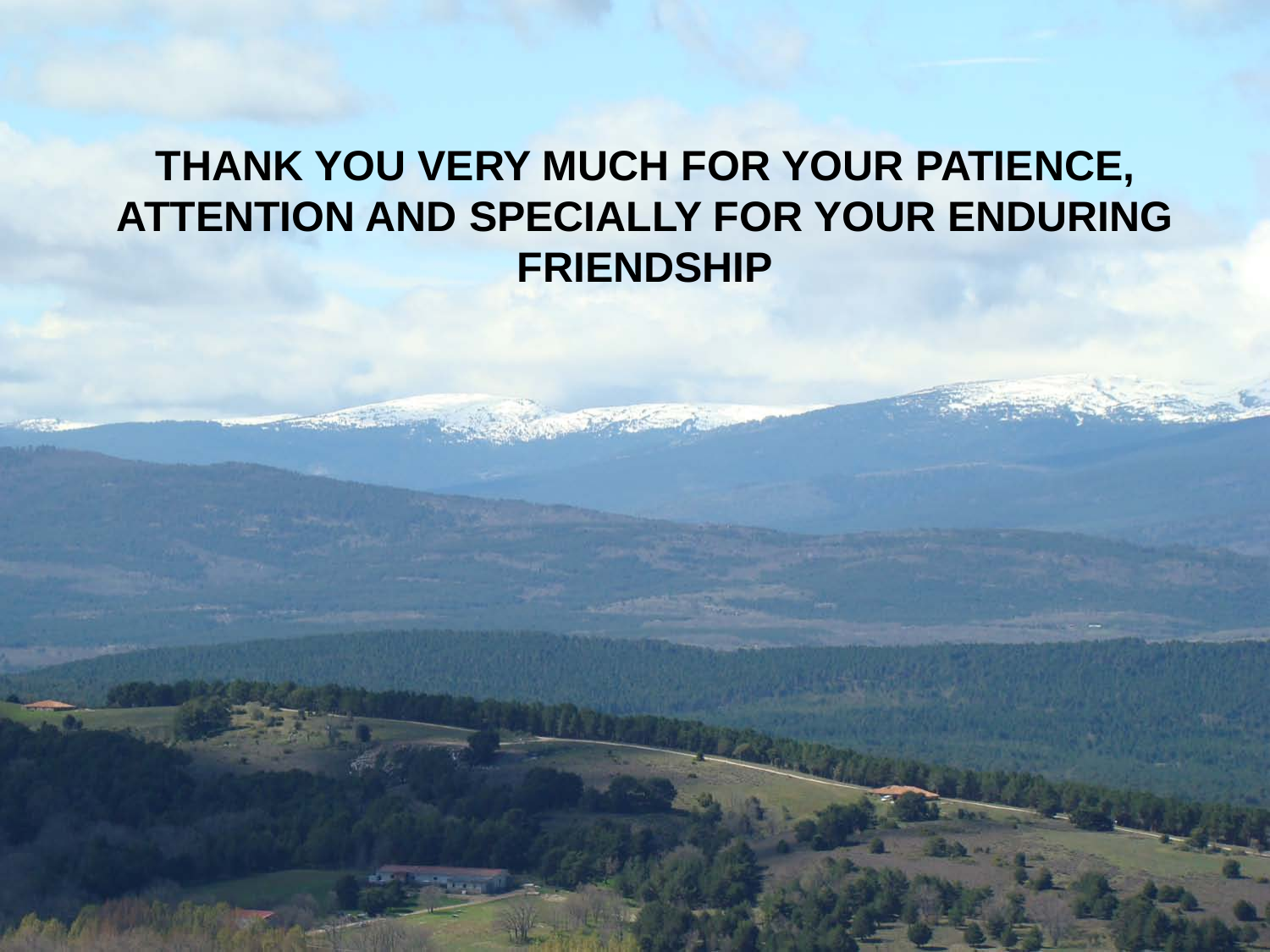**THANK YOU VERY MUCH FOR YOUR PATIENCE, ATTENTION AND SPECIALLY FOR YOUR ENDURING FRIENDSHIP**